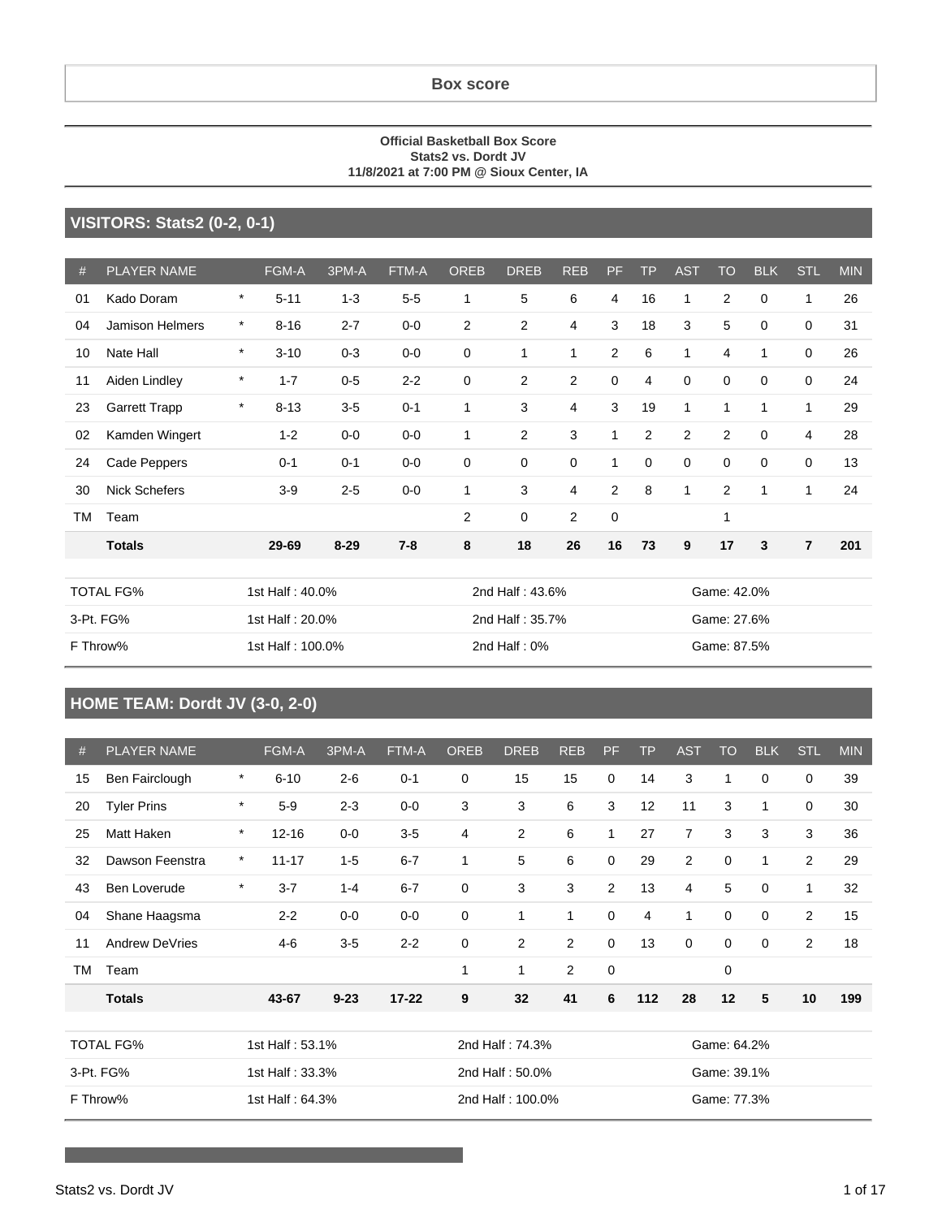# Box score

**Official Basketball Box Score**
**Stats2 vs. Dordt JV**
**11/8/2021 at 7:00 PM @ Sioux Center, IA**

## VISITORS: Stats2 (0-2, 0-1)

| # | PLAYER NAME | | FGM-A | 3PM-A | FTM-A | OREB | DREB | REB | PF | TP | AST | TO | BLK | STL | MIN |
|---|---|---|---|---|---|---|---|---|---|---|---|---|---|---|---|
| 01 | Kado Doram | * | 5-11 | 1-3 | 5-5 | 1 | 5 | 6 | 4 | 16 | 1 | 2 | 0 | 1 | 26 |
| 04 | Jamison Helmers | * | 8-16 | 2-7 | 0-0 | 2 | 2 | 4 | 3 | 18 | 3 | 5 | 0 | 0 | 31 |
| 10 | Nate Hall | * | 3-10 | 0-3 | 0-0 | 0 | 1 | 1 | 2 | 6 | 1 | 4 | 1 | 0 | 26 |
| 11 | Aiden Lindley | * | 1-7 | 0-5 | 2-2 | 0 | 2 | 2 | 0 | 4 | 0 | 0 | 0 | 0 | 24 |
| 23 | Garrett Trapp | * | 8-13 | 3-5 | 0-1 | 1 | 3 | 4 | 3 | 19 | 1 | 1 | 1 | 1 | 29 |
| 02 | Kamden Wingert | | 1-2 | 0-0 | 0-0 | 1 | 2 | 3 | 1 | 2 | 2 | 2 | 0 | 4 | 28 |
| 24 | Cade Peppers | | 0-1 | 0-1 | 0-0 | 0 | 0 | 0 | 1 | 0 | 0 | 0 | 0 | 0 | 13 |
| 30 | Nick Schefers | | 3-9 | 2-5 | 0-0 | 1 | 3 | 4 | 2 | 8 | 1 | 2 | 1 | 1 | 24 |
| TM | Team | | | | | 2 | 0 | 2 | 0 | | | 1 | | | |
| | **Totals** | | **29-69** | **8-29** | **7-8** | **8** | **18** | **26** | **16** | **73** | **9** | **17** | **3** | **7** | **201** |

| | | | |
|---|---|---|---|
| TOTAL FG% | 1st Half : 40.0% | 2nd Half : 43.6% | Game: 42.0% |
| 3-Pt. FG% | 1st Half : 20.0% | 2nd Half : 35.7% | Game: 27.6% |
| F Throw% | 1st Half : 100.0% | 2nd Half : 0% | Game: 87.5% |

## HOME TEAM: Dordt JV (3-0, 2-0)

| # | PLAYER NAME | | FGM-A | 3PM-A | FTM-A | OREB | DREB | REB | PF | TP | AST | TO | BLK | STL | MIN |
|---|---|---|---|---|---|---|---|---|---|---|---|---|---|---|---|
| 15 | Ben Fairclough | * | 6-10 | 2-6 | 0-1 | 0 | 15 | 15 | 0 | 14 | 3 | 1 | 0 | 0 | 39 |
| 20 | Tyler Prins | * | 5-9 | 2-3 | 0-0 | 3 | 3 | 6 | 3 | 12 | 11 | 3 | 1 | 0 | 30 |
| 25 | Matt Haken | * | 12-16 | 0-0 | 3-5 | 4 | 2 | 6 | 1 | 27 | 7 | 3 | 3 | 3 | 36 |
| 32 | Dawson Feenstra | * | 11-17 | 1-5 | 6-7 | 1 | 5 | 6 | 0 | 29 | 2 | 0 | 1 | 2 | 29 |
| 43 | Ben Loverude | * | 3-7 | 1-4 | 6-7 | 0 | 3 | 3 | 2 | 13 | 4 | 5 | 0 | 1 | 32 |
| 04 | Shane Haagsma | | 2-2 | 0-0 | 0-0 | 0 | 1 | 1 | 0 | 4 | 1 | 0 | 0 | 2 | 15 |
| 11 | Andrew DeVries | | 4-6 | 3-5 | 2-2 | 0 | 2 | 2 | 0 | 13 | 0 | 0 | 0 | 2 | 18 |
| TM | Team | | | | | 1 | 1 | 2 | 0 | | | 0 | | | |
| | **Totals** | | **43-67** | **9-23** | **17-22** | **9** | **32** | **41** | **6** | **112** | **28** | **12** | **5** | **10** | **199** |

| | | | |
|---|---|---|---|
| TOTAL FG% | 1st Half : 53.1% | 2nd Half : 74.3% | Game: 64.2% |
| 3-Pt. FG% | 1st Half : 33.3% | 2nd Half : 50.0% | Game: 39.1% |
| F Throw% | 1st Half : 64.3% | 2nd Half : 100.0% | Game: 77.3% |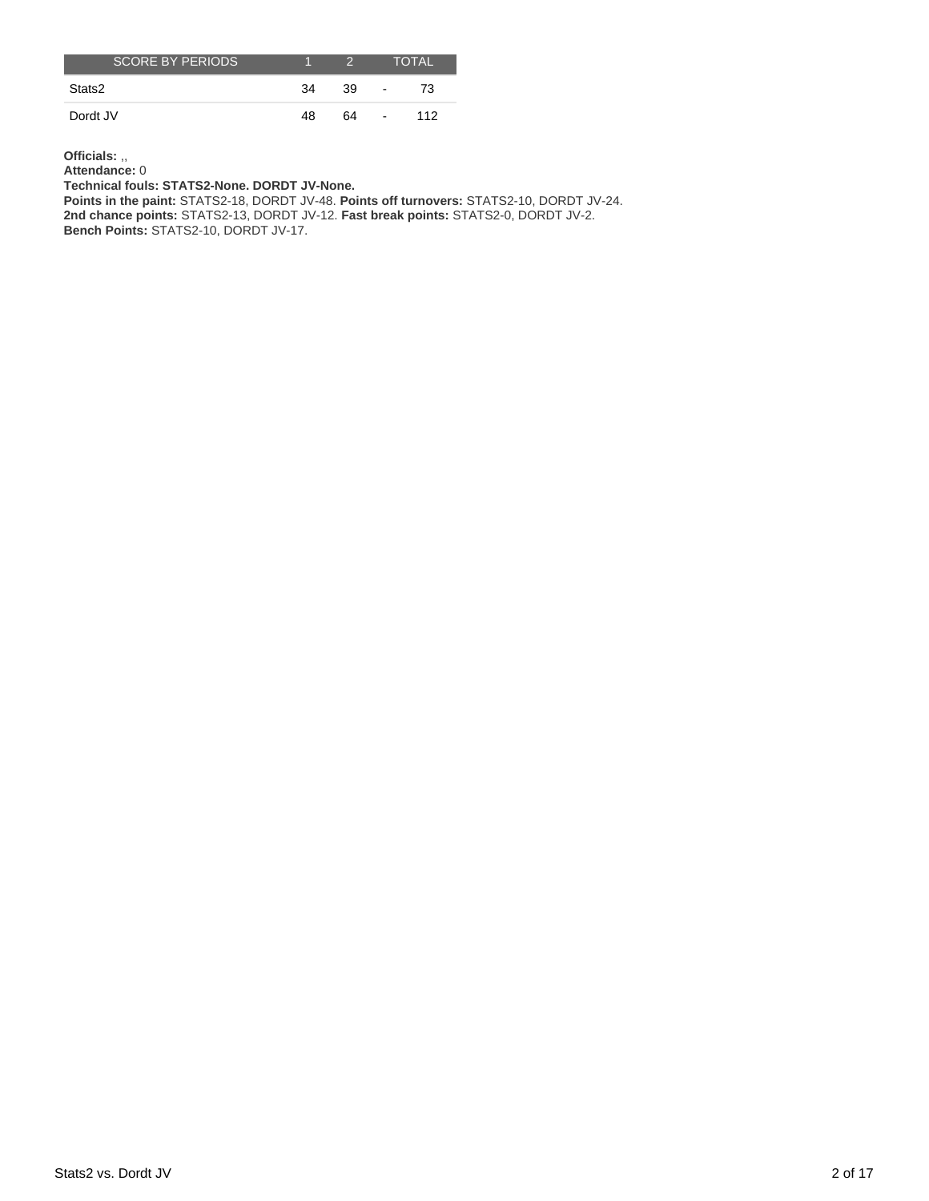| SCORE BY PERIODS | 1 | 2 | | TOTAL |
|---|---|---|---|---|
| Stats2 | 34 | 39 | - | 73 |
| Dordt JV | 48 | 64 | - | 112 |

**Officials:** ,,
**Attendance:** 0
**Technical fouls: STATS2-None. DORDT JV-None.**
**Points in the paint:** STATS2-18, DORDT JV-48. **Points off turnovers:** STATS2-10, DORDT JV-24.
**2nd chance points:** STATS2-13, DORDT JV-12. **Fast break points:** STATS2-0, DORDT JV-2.
**Bench Points:** STATS2-10, DORDT JV-17.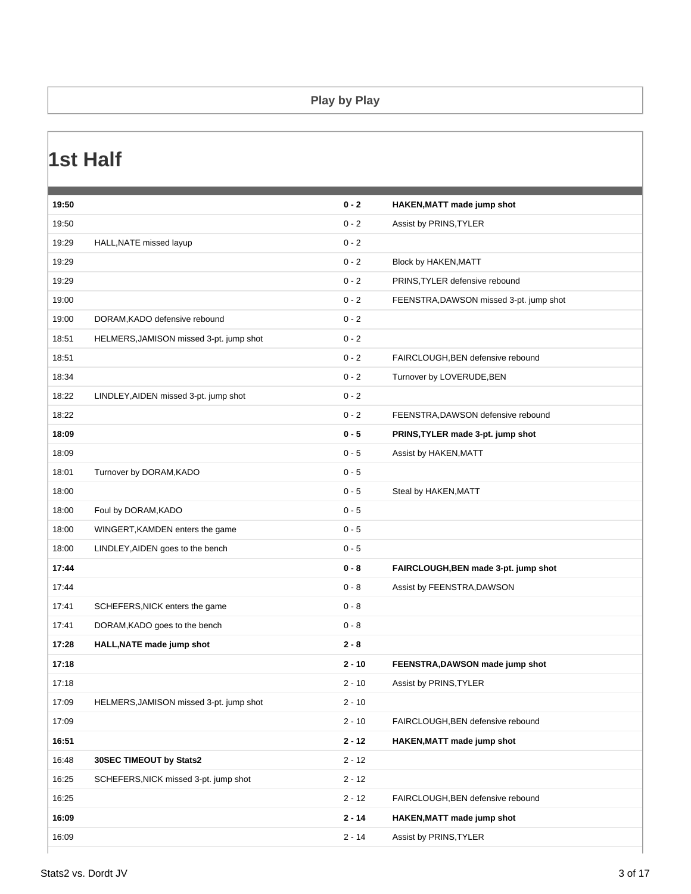## Play by Play

# 1st Half

| Time | Stats2 | Score | Dordt JV |
|---|---|---|---|
| **19:50** | | **0 - 2** | **HAKEN,MATT made jump shot** |
| 19:50 | | 0 - 2 | Assist by PRINS,TYLER |
| 19:29 | HALL,NATE missed layup | 0 - 2 | |
| 19:29 | | 0 - 2 | Block by HAKEN,MATT |
| 19:29 | | 0 - 2 | PRINS,TYLER defensive rebound |
| 19:00 | | 0 - 2 | FEENSTRA,DAWSON missed 3-pt. jump shot |
| 19:00 | DORAM,KADO defensive rebound | 0 - 2 | |
| 18:51 | HELMERS,JAMISON missed 3-pt. jump shot | 0 - 2 | |
| 18:51 | | 0 - 2 | FAIRCLOUGH,BEN defensive rebound |
| 18:34 | | 0 - 2 | Turnover by LOVERUDE,BEN |
| 18:22 | LINDLEY,AIDEN missed 3-pt. jump shot | 0 - 2 | |
| 18:22 | | 0 - 2 | FEENSTRA,DAWSON defensive rebound |
| **18:09** | | **0 - 5** | **PRINS,TYLER made 3-pt. jump shot** |
| 18:09 | | 0 - 5 | Assist by HAKEN,MATT |
| 18:01 | Turnover by DORAM,KADO | 0 - 5 | |
| 18:00 | | 0 - 5 | Steal by HAKEN,MATT |
| 18:00 | Foul by DORAM,KADO | 0 - 5 | |
| 18:00 | WINGERT,KAMDEN enters the game | 0 - 5 | |
| 18:00 | LINDLEY,AIDEN goes to the bench | 0 - 5 | |
| **17:44** | | **0 - 8** | **FAIRCLOUGH,BEN made 3-pt. jump shot** |
| 17:44 | | 0 - 8 | Assist by FEENSTRA,DAWSON |
| 17:41 | SCHEFERS,NICK enters the game | 0 - 8 | |
| 17:41 | DORAM,KADO goes to the bench | 0 - 8 | |
| **17:28** | **HALL,NATE made jump shot** | **2 - 8** | |
| **17:18** | | **2 - 10** | **FEENSTRA,DAWSON made jump shot** |
| 17:18 | | 2 - 10 | Assist by PRINS,TYLER |
| 17:09 | HELMERS,JAMISON missed 3-pt. jump shot | 2 - 10 | |
| 17:09 | | 2 - 10 | FAIRCLOUGH,BEN defensive rebound |
| **16:51** | | **2 - 12** | **HAKEN,MATT made jump shot** |
| 16:48 | **30SEC TIMEOUT by Stats2** | 2 - 12 | |
| 16:25 | SCHEFERS,NICK missed 3-pt. jump shot | 2 - 12 | |
| 16:25 | | 2 - 12 | FAIRCLOUGH,BEN defensive rebound |
| **16:09** | | **2 - 14** | **HAKEN,MATT made jump shot** |
| 16:09 | | 2 - 14 | Assist by PRINS,TYLER |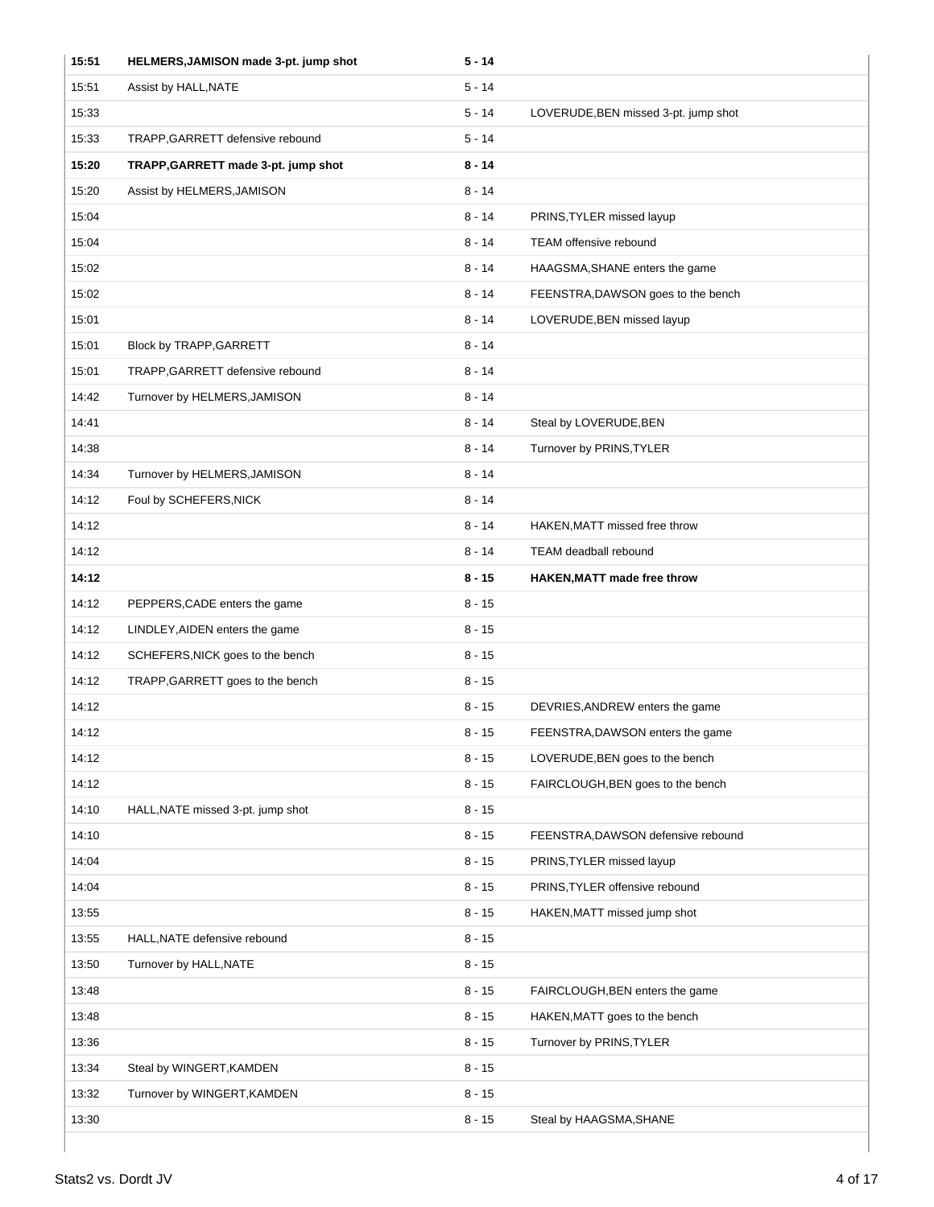| | | | |
|---|---|---|---|
| **15:51** | **HELMERS,JAMISON made 3-pt. jump shot** | **5 - 14** | |
| 15:51 | Assist by HALL,NATE | 5 - 14 | |
| 15:33 | | 5 - 14 | LOVERUDE,BEN missed 3-pt. jump shot |
| 15:33 | TRAPP,GARRETT defensive rebound | 5 - 14 | |
| **15:20** | **TRAPP,GARRETT made 3-pt. jump shot** | **8 - 14** | |
| 15:20 | Assist by HELMERS,JAMISON | 8 - 14 | |
| 15:04 | | 8 - 14 | PRINS,TYLER missed layup |
| 15:04 | | 8 - 14 | TEAM offensive rebound |
| 15:02 | | 8 - 14 | HAAGSMA,SHANE enters the game |
| 15:02 | | 8 - 14 | FEENSTRA,DAWSON goes to the bench |
| 15:01 | | 8 - 14 | LOVERUDE,BEN missed layup |
| 15:01 | Block by TRAPP,GARRETT | 8 - 14 | |
| 15:01 | TRAPP,GARRETT defensive rebound | 8 - 14 | |
| 14:42 | Turnover by HELMERS,JAMISON | 8 - 14 | |
| 14:41 | | 8 - 14 | Steal by LOVERUDE,BEN |
| 14:38 | | 8 - 14 | Turnover by PRINS,TYLER |
| 14:34 | Turnover by HELMERS,JAMISON | 8 - 14 | |
| 14:12 | Foul by SCHEFERS,NICK | 8 - 14 | |
| 14:12 | | 8 - 14 | HAKEN,MATT missed free throw |
| 14:12 | | 8 - 14 | TEAM deadball rebound |
| **14:12** | | **8 - 15** | **HAKEN,MATT made free throw** |
| 14:12 | PEPPERS,CADE enters the game | 8 - 15 | |
| 14:12 | LINDLEY,AIDEN enters the game | 8 - 15 | |
| 14:12 | SCHEFERS,NICK goes to the bench | 8 - 15 | |
| 14:12 | TRAPP,GARRETT goes to the bench | 8 - 15 | |
| 14:12 | | 8 - 15 | DEVRIES,ANDREW enters the game |
| 14:12 | | 8 - 15 | FEENSTRA,DAWSON enters the game |
| 14:12 | | 8 - 15 | LOVERUDE,BEN goes to the bench |
| 14:12 | | 8 - 15 | FAIRCLOUGH,BEN goes to the bench |
| 14:10 | HALL,NATE missed 3-pt. jump shot | 8 - 15 | |
| 14:10 | | 8 - 15 | FEENSTRA,DAWSON defensive rebound |
| 14:04 | | 8 - 15 | PRINS,TYLER missed layup |
| 14:04 | | 8 - 15 | PRINS,TYLER offensive rebound |
| 13:55 | | 8 - 15 | HAKEN,MATT missed jump shot |
| 13:55 | HALL,NATE defensive rebound | 8 - 15 | |
| 13:50 | Turnover by HALL,NATE | 8 - 15 | |
| 13:48 | | 8 - 15 | FAIRCLOUGH,BEN enters the game |
| 13:48 | | 8 - 15 | HAKEN,MATT goes to the bench |
| 13:36 | | 8 - 15 | Turnover by PRINS,TYLER |
| 13:34 | Steal by WINGERT,KAMDEN | 8 - 15 | |
| 13:32 | Turnover by WINGERT,KAMDEN | 8 - 15 | |
| 13:30 | | 8 - 15 | Steal by HAAGSMA,SHANE |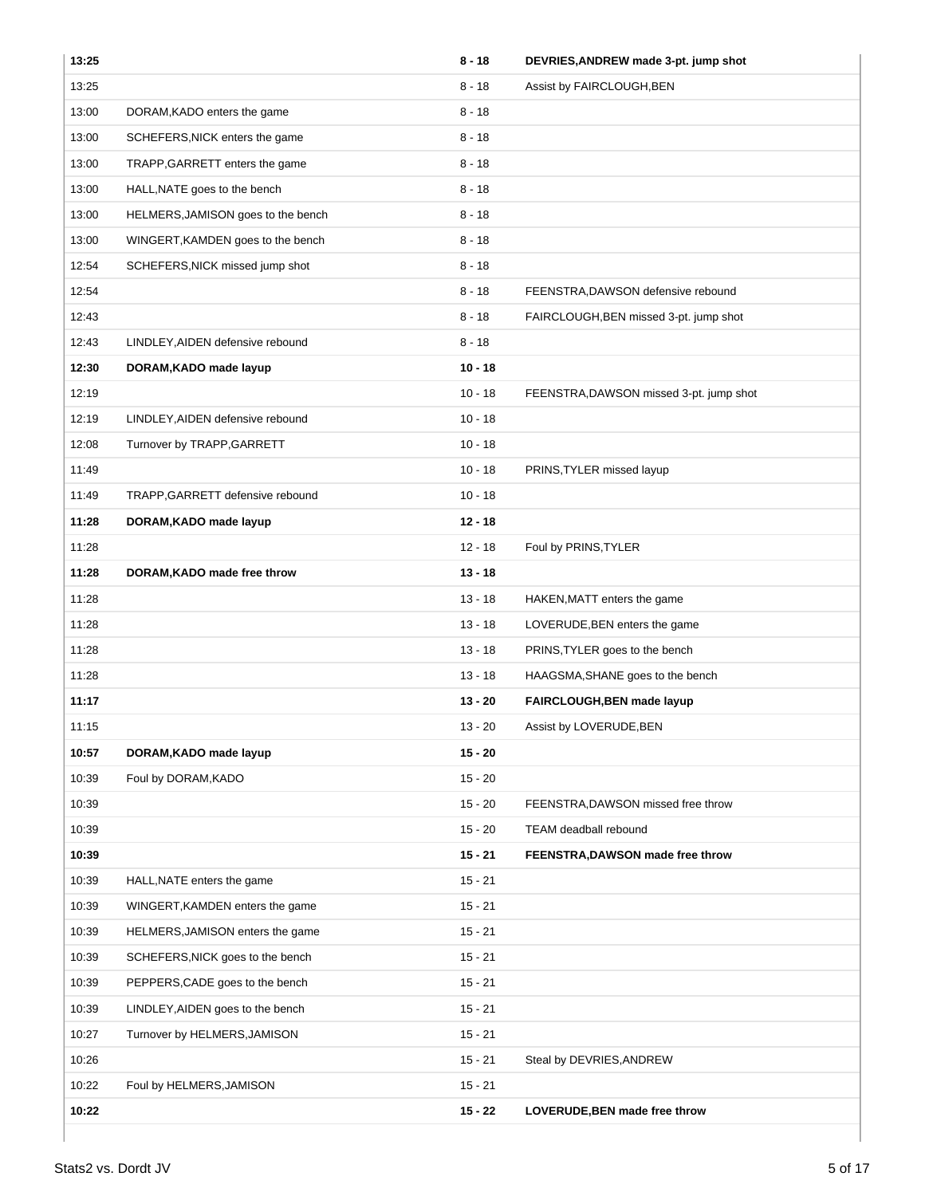| Time | Home | Score | Visitor |
|---|---|---|---|
| **13:25** | | **8 - 18** | **DEVRIES,ANDREW made 3-pt. jump shot** |
| 13:25 | | 8 - 18 | Assist by FAIRCLOUGH,BEN |
| 13:00 | DORAM,KADO enters the game | 8 - 18 | |
| 13:00 | SCHEFERS,NICK enters the game | 8 - 18 | |
| 13:00 | TRAPP,GARRETT enters the game | 8 - 18 | |
| 13:00 | HALL,NATE goes to the bench | 8 - 18 | |
| 13:00 | HELMERS,JAMISON goes to the bench | 8 - 18 | |
| 13:00 | WINGERT,KAMDEN goes to the bench | 8 - 18 | |
| 12:54 | SCHEFERS,NICK missed jump shot | 8 - 18 | |
| 12:54 | | 8 - 18 | FEENSTRA,DAWSON defensive rebound |
| 12:43 | | 8 - 18 | FAIRCLOUGH,BEN missed 3-pt. jump shot |
| 12:43 | LINDLEY,AIDEN defensive rebound | 8 - 18 | |
| **12:30** | **DORAM,KADO made layup** | **10 - 18** | |
| 12:19 | | 10 - 18 | FEENSTRA,DAWSON missed 3-pt. jump shot |
| 12:19 | LINDLEY,AIDEN defensive rebound | 10 - 18 | |
| 12:08 | Turnover by TRAPP,GARRETT | 10 - 18 | |
| 11:49 | | 10 - 18 | PRINS,TYLER missed layup |
| 11:49 | TRAPP,GARRETT defensive rebound | 10 - 18 | |
| **11:28** | **DORAM,KADO made layup** | **12 - 18** | |
| 11:28 | | 12 - 18 | Foul by PRINS,TYLER |
| **11:28** | **DORAM,KADO made free throw** | **13 - 18** | |
| 11:28 | | 13 - 18 | HAKEN,MATT enters the game |
| 11:28 | | 13 - 18 | LOVERUDE,BEN enters the game |
| 11:28 | | 13 - 18 | PRINS,TYLER goes to the bench |
| 11:28 | | 13 - 18 | HAAGSMA,SHANE goes to the bench |
| **11:17** | | **13 - 20** | **FAIRCLOUGH,BEN made layup** |
| 11:15 | | 13 - 20 | Assist by LOVERUDE,BEN |
| **10:57** | **DORAM,KADO made layup** | **15 - 20** | |
| 10:39 | Foul by DORAM,KADO | 15 - 20 | |
| 10:39 | | 15 - 20 | FEENSTRA,DAWSON missed free throw |
| 10:39 | | 15 - 20 | TEAM deadball rebound |
| **10:39** | | **15 - 21** | **FEENSTRA,DAWSON made free throw** |
| 10:39 | HALL,NATE enters the game | 15 - 21 | |
| 10:39 | WINGERT,KAMDEN enters the game | 15 - 21 | |
| 10:39 | HELMERS,JAMISON enters the game | 15 - 21 | |
| 10:39 | SCHEFERS,NICK goes to the bench | 15 - 21 | |
| 10:39 | PEPPERS,CADE goes to the bench | 15 - 21 | |
| 10:39 | LINDLEY,AIDEN goes to the bench | 15 - 21 | |
| 10:27 | Turnover by HELMERS,JAMISON | 15 - 21 | |
| 10:26 | | 15 - 21 | Steal by DEVRIES,ANDREW |
| 10:22 | Foul by HELMERS,JAMISON | 15 - 21 | |
| **10:22** | | **15 - 22** | **LOVERUDE,BEN made free throw** |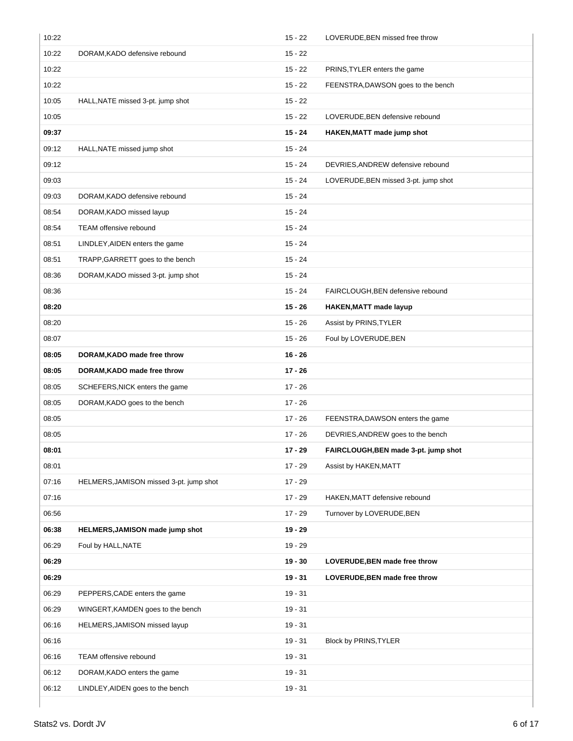| | | | |
|---|---|---|---|
| 10:22 | | 15 - 22 | LOVERUDE,BEN missed free throw |
| 10:22 | DORAM,KADO defensive rebound | 15 - 22 | |
| 10:22 | | 15 - 22 | PRINS,TYLER enters the game |
| 10:22 | | 15 - 22 | FEENSTRA,DAWSON goes to the bench |
| 10:05 | HALL,NATE missed 3-pt. jump shot | 15 - 22 | |
| 10:05 | | 15 - 22 | LOVERUDE,BEN defensive rebound |
| **09:37** | | **15 - 24** | **HAKEN,MATT made jump shot** |
| 09:12 | HALL,NATE missed jump shot | 15 - 24 | |
| 09:12 | | 15 - 24 | DEVRIES,ANDREW defensive rebound |
| 09:03 | | 15 - 24 | LOVERUDE,BEN missed 3-pt. jump shot |
| 09:03 | DORAM,KADO defensive rebound | 15 - 24 | |
| 08:54 | DORAM,KADO missed layup | 15 - 24 | |
| 08:54 | TEAM offensive rebound | 15 - 24 | |
| 08:51 | LINDLEY,AIDEN enters the game | 15 - 24 | |
| 08:51 | TRAPP,GARRETT goes to the bench | 15 - 24 | |
| 08:36 | DORAM,KADO missed 3-pt. jump shot | 15 - 24 | |
| 08:36 | | 15 - 24 | FAIRCLOUGH,BEN defensive rebound |
| **08:20** | | **15 - 26** | **HAKEN,MATT made layup** |
| 08:20 | | 15 - 26 | Assist by PRINS,TYLER |
| 08:07 | | 15 - 26 | Foul by LOVERUDE,BEN |
| **08:05** | **DORAM,KADO made free throw** | **16 - 26** | |
| **08:05** | **DORAM,KADO made free throw** | **17 - 26** | |
| 08:05 | SCHEFERS,NICK enters the game | 17 - 26 | |
| 08:05 | DORAM,KADO goes to the bench | 17 - 26 | |
| 08:05 | | 17 - 26 | FEENSTRA,DAWSON enters the game |
| 08:05 | | 17 - 26 | DEVRIES,ANDREW goes to the bench |
| **08:01** | | **17 - 29** | **FAIRCLOUGH,BEN made 3-pt. jump shot** |
| 08:01 | | 17 - 29 | Assist by HAKEN,MATT |
| 07:16 | HELMERS,JAMISON missed 3-pt. jump shot | 17 - 29 | |
| 07:16 | | 17 - 29 | HAKEN,MATT defensive rebound |
| 06:56 | | 17 - 29 | Turnover by LOVERUDE,BEN |
| **06:38** | **HELMERS,JAMISON made jump shot** | **19 - 29** | |
| 06:29 | Foul by HALL,NATE | 19 - 29 | |
| **06:29** | | **19 - 30** | **LOVERUDE,BEN made free throw** |
| **06:29** | | **19 - 31** | **LOVERUDE,BEN made free throw** |
| 06:29 | PEPPERS,CADE enters the game | 19 - 31 | |
| 06:29 | WINGERT,KAMDEN goes to the bench | 19 - 31 | |
| 06:16 | HELMERS,JAMISON missed layup | 19 - 31 | |
| 06:16 | | 19 - 31 | Block by PRINS,TYLER |
| 06:16 | TEAM offensive rebound | 19 - 31 | |
| 06:12 | DORAM,KADO enters the game | 19 - 31 | |
| 06:12 | LINDLEY,AIDEN goes to the bench | 19 - 31 | |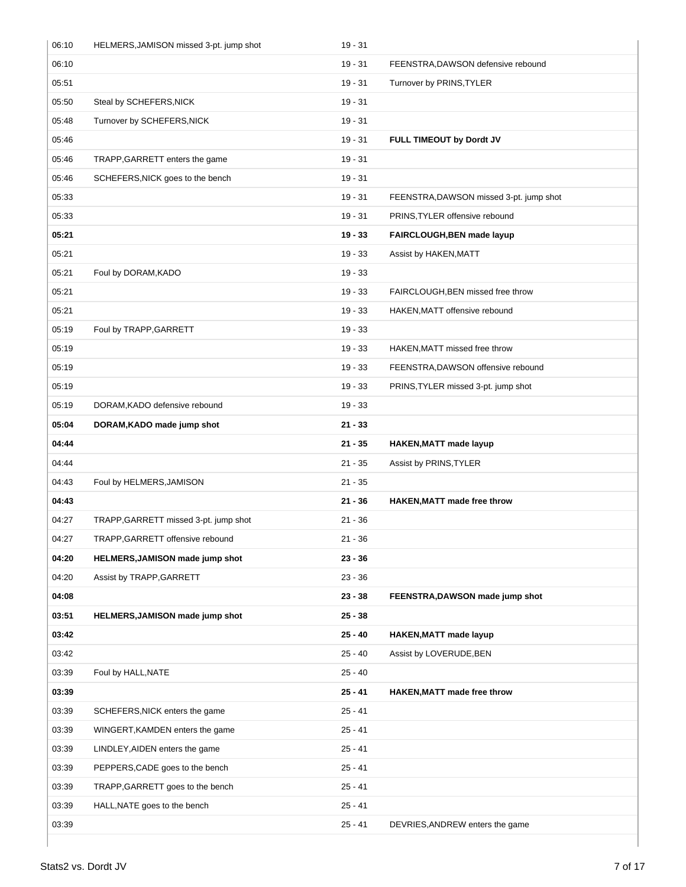| | | | |
|---|---|---|---|
| 06:10 | HELMERS,JAMISON missed 3-pt. jump shot | 19 - 31 | |
| 06:10 | | 19 - 31 | FEENSTRA,DAWSON defensive rebound |
| 05:51 | | 19 - 31 | Turnover by PRINS,TYLER |
| 05:50 | Steal by SCHEFERS,NICK | 19 - 31 | |
| 05:48 | Turnover by SCHEFERS,NICK | 19 - 31 | |
| 05:46 | | 19 - 31 | **FULL TIMEOUT by Dordt JV** |
| 05:46 | TRAPP,GARRETT enters the game | 19 - 31 | |
| 05:46 | SCHEFERS,NICK goes to the bench | 19 - 31 | |
| 05:33 | | 19 - 31 | FEENSTRA,DAWSON missed 3-pt. jump shot |
| 05:33 | | 19 - 31 | PRINS,TYLER offensive rebound |
| **05:21** | | **19 - 33** | **FAIRCLOUGH,BEN made layup** |
| 05:21 | | 19 - 33 | Assist by HAKEN,MATT |
| 05:21 | Foul by DORAM,KADO | 19 - 33 | |
| 05:21 | | 19 - 33 | FAIRCLOUGH,BEN missed free throw |
| 05:21 | | 19 - 33 | HAKEN,MATT offensive rebound |
| 05:19 | Foul by TRAPP,GARRETT | 19 - 33 | |
| 05:19 | | 19 - 33 | HAKEN,MATT missed free throw |
| 05:19 | | 19 - 33 | FEENSTRA,DAWSON offensive rebound |
| 05:19 | | 19 - 33 | PRINS,TYLER missed 3-pt. jump shot |
| 05:19 | DORAM,KADO defensive rebound | 19 - 33 | |
| **05:04** | **DORAM,KADO made jump shot** | **21 - 33** | |
| **04:44** | | **21 - 35** | **HAKEN,MATT made layup** |
| 04:44 | | 21 - 35 | Assist by PRINS,TYLER |
| 04:43 | Foul by HELMERS,JAMISON | 21 - 35 | |
| **04:43** | | **21 - 36** | **HAKEN,MATT made free throw** |
| 04:27 | TRAPP,GARRETT missed 3-pt. jump shot | 21 - 36 | |
| 04:27 | TRAPP,GARRETT offensive rebound | 21 - 36 | |
| **04:20** | **HELMERS,JAMISON made jump shot** | **23 - 36** | |
| 04:20 | Assist by TRAPP,GARRETT | 23 - 36 | |
| **04:08** | | **23 - 38** | **FEENSTRA,DAWSON made jump shot** |
| **03:51** | **HELMERS,JAMISON made jump shot** | **25 - 38** | |
| **03:42** | | **25 - 40** | **HAKEN,MATT made layup** |
| 03:42 | | 25 - 40 | Assist by LOVERUDE,BEN |
| 03:39 | Foul by HALL,NATE | 25 - 40 | |
| **03:39** | | **25 - 41** | **HAKEN,MATT made free throw** |
| 03:39 | SCHEFERS,NICK enters the game | 25 - 41 | |
| 03:39 | WINGERT,KAMDEN enters the game | 25 - 41 | |
| 03:39 | LINDLEY,AIDEN enters the game | 25 - 41 | |
| 03:39 | PEPPERS,CADE goes to the bench | 25 - 41 | |
| 03:39 | TRAPP,GARRETT goes to the bench | 25 - 41 | |
| 03:39 | HALL,NATE goes to the bench | 25 - 41 | |
| 03:39 | | 25 - 41 | DEVRIES,ANDREW enters the game |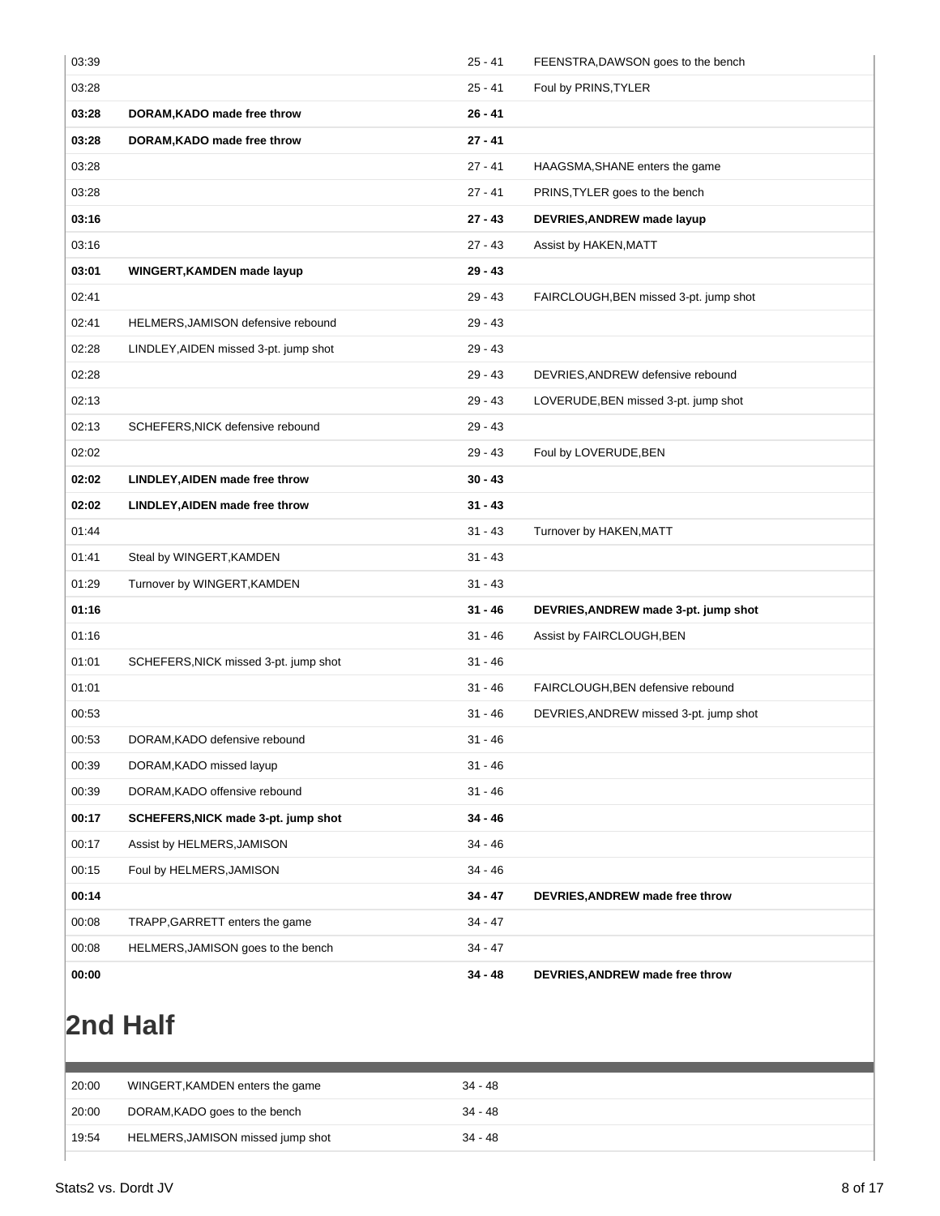| | | | |
|---|---|---|---|
| 03:39 | | 25 - 41 | FEENSTRA,DAWSON goes to the bench |
| 03:28 | | 25 - 41 | Foul by PRINS,TYLER |
| **03:28** | **DORAM,KADO made free throw** | **26 - 41** | |
| **03:28** | **DORAM,KADO made free throw** | **27 - 41** | |
| 03:28 | | 27 - 41 | HAAGSMA,SHANE enters the game |
| 03:28 | | 27 - 41 | PRINS,TYLER goes to the bench |
| **03:16** | | **27 - 43** | **DEVRIES,ANDREW made layup** |
| 03:16 | | 27 - 43 | Assist by HAKEN,MATT |
| **03:01** | **WINGERT,KAMDEN made layup** | **29 - 43** | |
| 02:41 | | 29 - 43 | FAIRCLOUGH,BEN missed 3-pt. jump shot |
| 02:41 | HELMERS,JAMISON defensive rebound | 29 - 43 | |
| 02:28 | LINDLEY,AIDEN missed 3-pt. jump shot | 29 - 43 | |
| 02:28 | | 29 - 43 | DEVRIES,ANDREW defensive rebound |
| 02:13 | | 29 - 43 | LOVERUDE,BEN missed 3-pt. jump shot |
| 02:13 | SCHEFERS,NICK defensive rebound | 29 - 43 | |
| 02:02 | | 29 - 43 | Foul by LOVERUDE,BEN |
| **02:02** | **LINDLEY,AIDEN made free throw** | **30 - 43** | |
| **02:02** | **LINDLEY,AIDEN made free throw** | **31 - 43** | |
| 01:44 | | 31 - 43 | Turnover by HAKEN,MATT |
| 01:41 | Steal by WINGERT,KAMDEN | 31 - 43 | |
| 01:29 | Turnover by WINGERT,KAMDEN | 31 - 43 | |
| **01:16** | | **31 - 46** | **DEVRIES,ANDREW made 3-pt. jump shot** |
| 01:16 | | 31 - 46 | Assist by FAIRCLOUGH,BEN |
| 01:01 | SCHEFERS,NICK missed 3-pt. jump shot | 31 - 46 | |
| 01:01 | | 31 - 46 | FAIRCLOUGH,BEN defensive rebound |
| 00:53 | | 31 - 46 | DEVRIES,ANDREW missed 3-pt. jump shot |
| 00:53 | DORAM,KADO defensive rebound | 31 - 46 | |
| 00:39 | DORAM,KADO missed layup | 31 - 46 | |
| 00:39 | DORAM,KADO offensive rebound | 31 - 46 | |
| **00:17** | **SCHEFERS,NICK made 3-pt. jump shot** | **34 - 46** | |
| 00:17 | Assist by HELMERS,JAMISON | 34 - 46 | |
| 00:15 | Foul by HELMERS,JAMISON | 34 - 46 | |
| **00:14** | | **34 - 47** | **DEVRIES,ANDREW made free throw** |
| 00:08 | TRAPP,GARRETT enters the game | 34 - 47 | |
| 00:08 | HELMERS,JAMISON goes to the bench | 34 - 47 | |
| **00:00** | | **34 - 48** | **DEVRIES,ANDREW made free throw** |

## 2nd Half

| | | | |
|---|---|---|---|
| 20:00 | WINGERT,KAMDEN enters the game | 34 - 48 | |
| 20:00 | DORAM,KADO goes to the bench | 34 - 48 | |
| 19:54 | HELMERS,JAMISON missed jump shot | 34 - 48 | |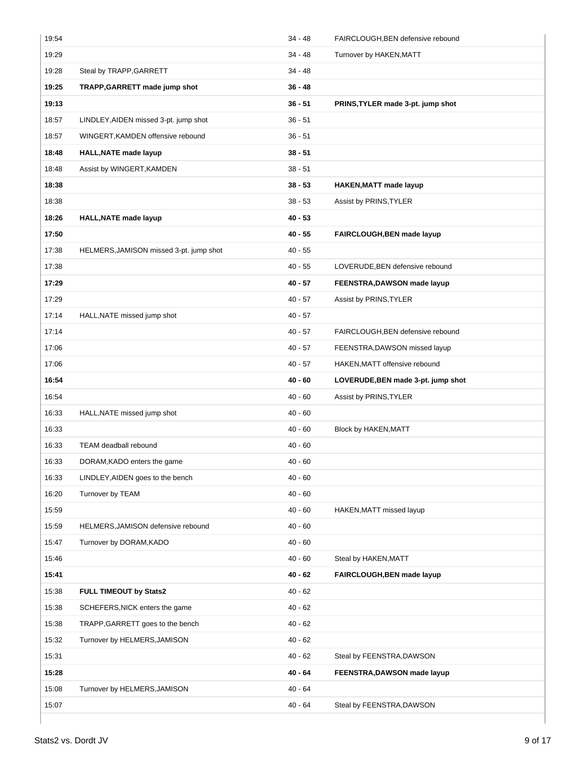| | | | |
|---|---|---|---|
| 19:54 | | 34 - 48 | FAIRCLOUGH,BEN defensive rebound |
| 19:29 | | 34 - 48 | Turnover by HAKEN,MATT |
| 19:28 | Steal by TRAPP,GARRETT | 34 - 48 | |
| **19:25** | **TRAPP,GARRETT made jump shot** | **36 - 48** | |
| **19:13** | | **36 - 51** | **PRINS,TYLER made 3-pt. jump shot** |
| 18:57 | LINDLEY,AIDEN missed 3-pt. jump shot | 36 - 51 | |
| 18:57 | WINGERT,KAMDEN offensive rebound | 36 - 51 | |
| **18:48** | **HALL,NATE made layup** | **38 - 51** | |
| 18:48 | Assist by WINGERT,KAMDEN | 38 - 51 | |
| **18:38** | | **38 - 53** | **HAKEN,MATT made layup** |
| 18:38 | | 38 - 53 | Assist by PRINS,TYLER |
| **18:26** | **HALL,NATE made layup** | **40 - 53** | |
| **17:50** | | **40 - 55** | **FAIRCLOUGH,BEN made layup** |
| 17:38 | HELMERS,JAMISON missed 3-pt. jump shot | 40 - 55 | |
| 17:38 | | 40 - 55 | LOVERUDE,BEN defensive rebound |
| **17:29** | | **40 - 57** | **FEENSTRA,DAWSON made layup** |
| 17:29 | | 40 - 57 | Assist by PRINS,TYLER |
| 17:14 | HALL,NATE missed jump shot | 40 - 57 | |
| 17:14 | | 40 - 57 | FAIRCLOUGH,BEN defensive rebound |
| 17:06 | | 40 - 57 | FEENSTRA,DAWSON missed layup |
| 17:06 | | 40 - 57 | HAKEN,MATT offensive rebound |
| **16:54** | | **40 - 60** | **LOVERUDE,BEN made 3-pt. jump shot** |
| 16:54 | | 40 - 60 | Assist by PRINS,TYLER |
| 16:33 | HALL,NATE missed jump shot | 40 - 60 | |
| 16:33 | | 40 - 60 | Block by HAKEN,MATT |
| 16:33 | TEAM deadball rebound | 40 - 60 | |
| 16:33 | DORAM,KADO enters the game | 40 - 60 | |
| 16:33 | LINDLEY,AIDEN goes to the bench | 40 - 60 | |
| 16:20 | Turnover by TEAM | 40 - 60 | |
| 15:59 | | 40 - 60 | HAKEN,MATT missed layup |
| 15:59 | HELMERS,JAMISON defensive rebound | 40 - 60 | |
| 15:47 | Turnover by DORAM,KADO | 40 - 60 | |
| 15:46 | | 40 - 60 | Steal by HAKEN,MATT |
| **15:41** | | **40 - 62** | **FAIRCLOUGH,BEN made layup** |
| 15:38 | **FULL TIMEOUT by Stats2** | 40 - 62 | |
| 15:38 | SCHEFERS,NICK enters the game | 40 - 62 | |
| 15:38 | TRAPP,GARRETT goes to the bench | 40 - 62 | |
| 15:32 | Turnover by HELMERS,JAMISON | 40 - 62 | |
| 15:31 | | 40 - 62 | Steal by FEENSTRA,DAWSON |
| **15:28** | | **40 - 64** | **FEENSTRA,DAWSON made layup** |
| 15:08 | Turnover by HELMERS,JAMISON | 40 - 64 | |
| 15:07 | | 40 - 64 | Steal by FEENSTRA,DAWSON |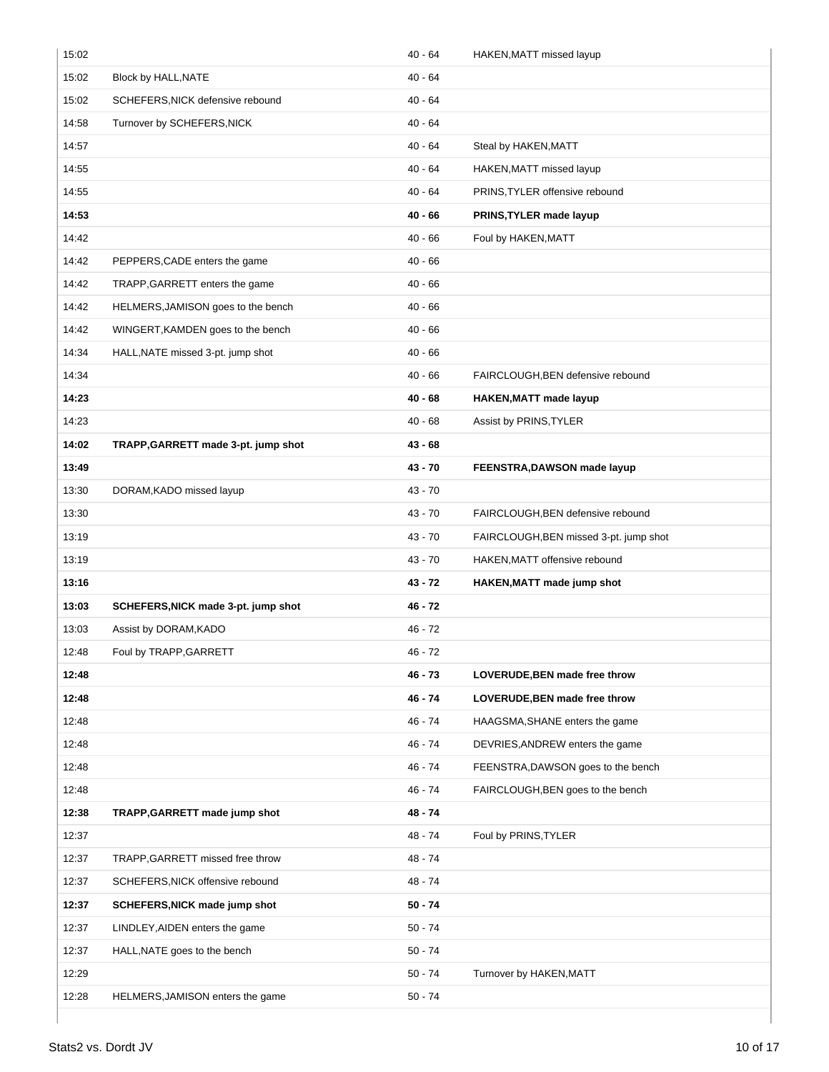| Time | Home | Score | Visitor |
|---|---|---|---|
| 15:02 | | 40 - 64 | HAKEN,MATT missed layup |
| 15:02 | Block by HALL,NATE | 40 - 64 | |
| 15:02 | SCHEFERS,NICK defensive rebound | 40 - 64 | |
| 14:58 | Turnover by SCHEFERS,NICK | 40 - 64 | |
| 14:57 | | 40 - 64 | Steal by HAKEN,MATT |
| 14:55 | | 40 - 64 | HAKEN,MATT missed layup |
| 14:55 | | 40 - 64 | PRINS,TYLER offensive rebound |
| **14:53** | | **40 - 66** | **PRINS,TYLER made layup** |
| 14:42 | | 40 - 66 | Foul by HAKEN,MATT |
| 14:42 | PEPPERS,CADE enters the game | 40 - 66 | |
| 14:42 | TRAPP,GARRETT enters the game | 40 - 66 | |
| 14:42 | HELMERS,JAMISON goes to the bench | 40 - 66 | |
| 14:42 | WINGERT,KAMDEN goes to the bench | 40 - 66 | |
| 14:34 | HALL,NATE missed 3-pt. jump shot | 40 - 66 | |
| 14:34 | | 40 - 66 | FAIRCLOUGH,BEN defensive rebound |
| **14:23** | | **40 - 68** | **HAKEN,MATT made layup** |
| 14:23 | | 40 - 68 | Assist by PRINS,TYLER |
| **14:02** | **TRAPP,GARRETT made 3-pt. jump shot** | **43 - 68** | |
| **13:49** | | **43 - 70** | **FEENSTRA,DAWSON made layup** |
| 13:30 | DORAM,KADO missed layup | 43 - 70 | |
| 13:30 | | 43 - 70 | FAIRCLOUGH,BEN defensive rebound |
| 13:19 | | 43 - 70 | FAIRCLOUGH,BEN missed 3-pt. jump shot |
| 13:19 | | 43 - 70 | HAKEN,MATT offensive rebound |
| **13:16** | | **43 - 72** | **HAKEN,MATT made jump shot** |
| **13:03** | **SCHEFERS,NICK made 3-pt. jump shot** | **46 - 72** | |
| 13:03 | Assist by DORAM,KADO | 46 - 72 | |
| 12:48 | Foul by TRAPP,GARRETT | 46 - 72 | |
| **12:48** | | **46 - 73** | **LOVERUDE,BEN made free throw** |
| **12:48** | | **46 - 74** | **LOVERUDE,BEN made free throw** |
| 12:48 | | 46 - 74 | HAAGSMA,SHANE enters the game |
| 12:48 | | 46 - 74 | DEVRIES,ANDREW enters the game |
| 12:48 | | 46 - 74 | FEENSTRA,DAWSON goes to the bench |
| 12:48 | | 46 - 74 | FAIRCLOUGH,BEN goes to the bench |
| **12:38** | **TRAPP,GARRETT made jump shot** | **48 - 74** | |
| 12:37 | | 48 - 74 | Foul by PRINS,TYLER |
| 12:37 | TRAPP,GARRETT missed free throw | 48 - 74 | |
| 12:37 | SCHEFERS,NICK offensive rebound | 48 - 74 | |
| **12:37** | **SCHEFERS,NICK made jump shot** | **50 - 74** | |
| 12:37 | LINDLEY,AIDEN enters the game | 50 - 74 | |
| 12:37 | HALL,NATE goes to the bench | 50 - 74 | |
| 12:29 | | 50 - 74 | Turnover by HAKEN,MATT |
| 12:28 | HELMERS,JAMISON enters the game | 50 - 74 | |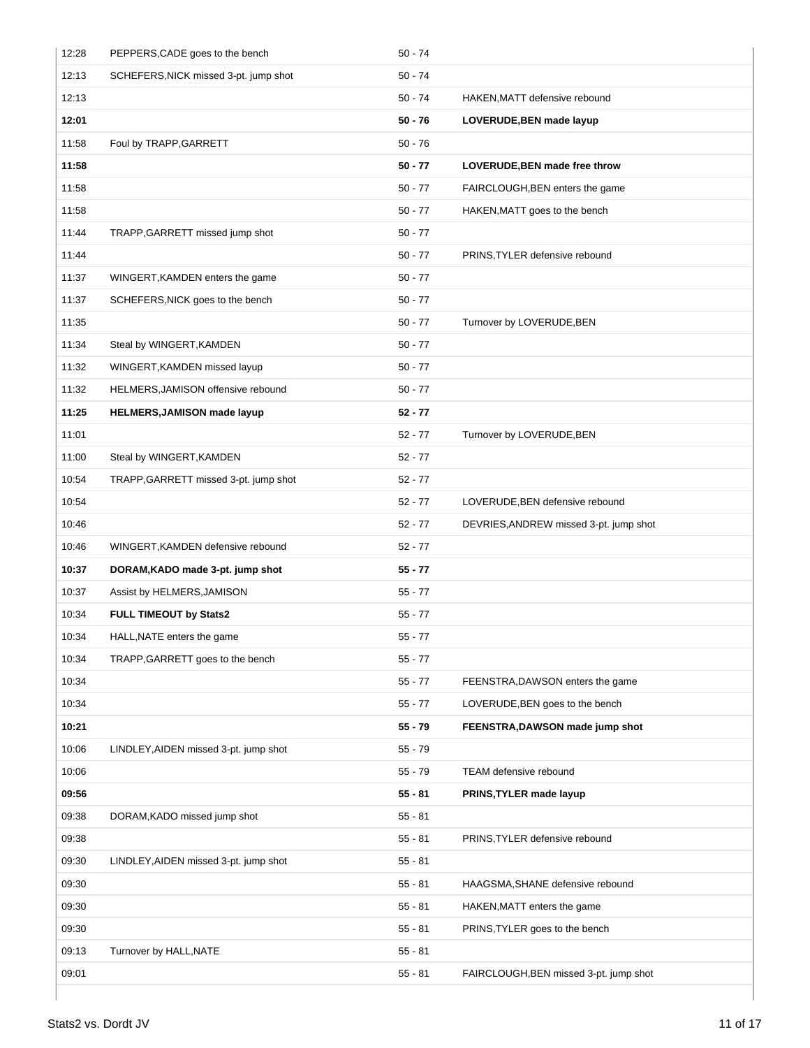| Time | Stats2 | Score | Dordt JV |
|---|---|---|---|
| 12:28 | PEPPERS,CADE goes to the bench | 50 - 74 | |
| 12:13 | SCHEFERS,NICK missed 3-pt. jump shot | 50 - 74 | |
| 12:13 | | 50 - 74 | HAKEN,MATT defensive rebound |
| **12:01** | | **50 - 76** | **LOVERUDE,BEN made layup** |
| 11:58 | Foul by TRAPP,GARRETT | 50 - 76 | |
| **11:58** | | **50 - 77** | **LOVERUDE,BEN made free throw** |
| 11:58 | | 50 - 77 | FAIRCLOUGH,BEN enters the game |
| 11:58 | | 50 - 77 | HAKEN,MATT goes to the bench |
| 11:44 | TRAPP,GARRETT missed jump shot | 50 - 77 | |
| 11:44 | | 50 - 77 | PRINS,TYLER defensive rebound |
| 11:37 | WINGERT,KAMDEN enters the game | 50 - 77 | |
| 11:37 | SCHEFERS,NICK goes to the bench | 50 - 77 | |
| 11:35 | | 50 - 77 | Turnover by LOVERUDE,BEN |
| 11:34 | Steal by WINGERT,KAMDEN | 50 - 77 | |
| 11:32 | WINGERT,KAMDEN missed layup | 50 - 77 | |
| 11:32 | HELMERS,JAMISON offensive rebound | 50 - 77 | |
| **11:25** | **HELMERS,JAMISON made layup** | **52 - 77** | |
| 11:01 | | 52 - 77 | Turnover by LOVERUDE,BEN |
| 11:00 | Steal by WINGERT,KAMDEN | 52 - 77 | |
| 10:54 | TRAPP,GARRETT missed 3-pt. jump shot | 52 - 77 | |
| 10:54 | | 52 - 77 | LOVERUDE,BEN defensive rebound |
| 10:46 | | 52 - 77 | DEVRIES,ANDREW missed 3-pt. jump shot |
| 10:46 | WINGERT,KAMDEN defensive rebound | 52 - 77 | |
| **10:37** | **DORAM,KADO made 3-pt. jump shot** | **55 - 77** | |
| 10:37 | Assist by HELMERS,JAMISON | 55 - 77 | |
| 10:34 | **FULL TIMEOUT by Stats2** | 55 - 77 | |
| 10:34 | HALL,NATE enters the game | 55 - 77 | |
| 10:34 | TRAPP,GARRETT goes to the bench | 55 - 77 | |
| 10:34 | | 55 - 77 | FEENSTRA,DAWSON enters the game |
| 10:34 | | 55 - 77 | LOVERUDE,BEN goes to the bench |
| **10:21** | | **55 - 79** | **FEENSTRA,DAWSON made jump shot** |
| 10:06 | LINDLEY,AIDEN missed 3-pt. jump shot | 55 - 79 | |
| 10:06 | | 55 - 79 | TEAM defensive rebound |
| **09:56** | | **55 - 81** | **PRINS,TYLER made layup** |
| 09:38 | DORAM,KADO missed jump shot | 55 - 81 | |
| 09:38 | | 55 - 81 | PRINS,TYLER defensive rebound |
| 09:30 | LINDLEY,AIDEN missed 3-pt. jump shot | 55 - 81 | |
| 09:30 | | 55 - 81 | HAAGSMA,SHANE defensive rebound |
| 09:30 | | 55 - 81 | HAKEN,MATT enters the game |
| 09:30 | | 55 - 81 | PRINS,TYLER goes to the bench |
| 09:13 | Turnover by HALL,NATE | 55 - 81 | |
| 09:01 | | 55 - 81 | FAIRCLOUGH,BEN missed 3-pt. jump shot |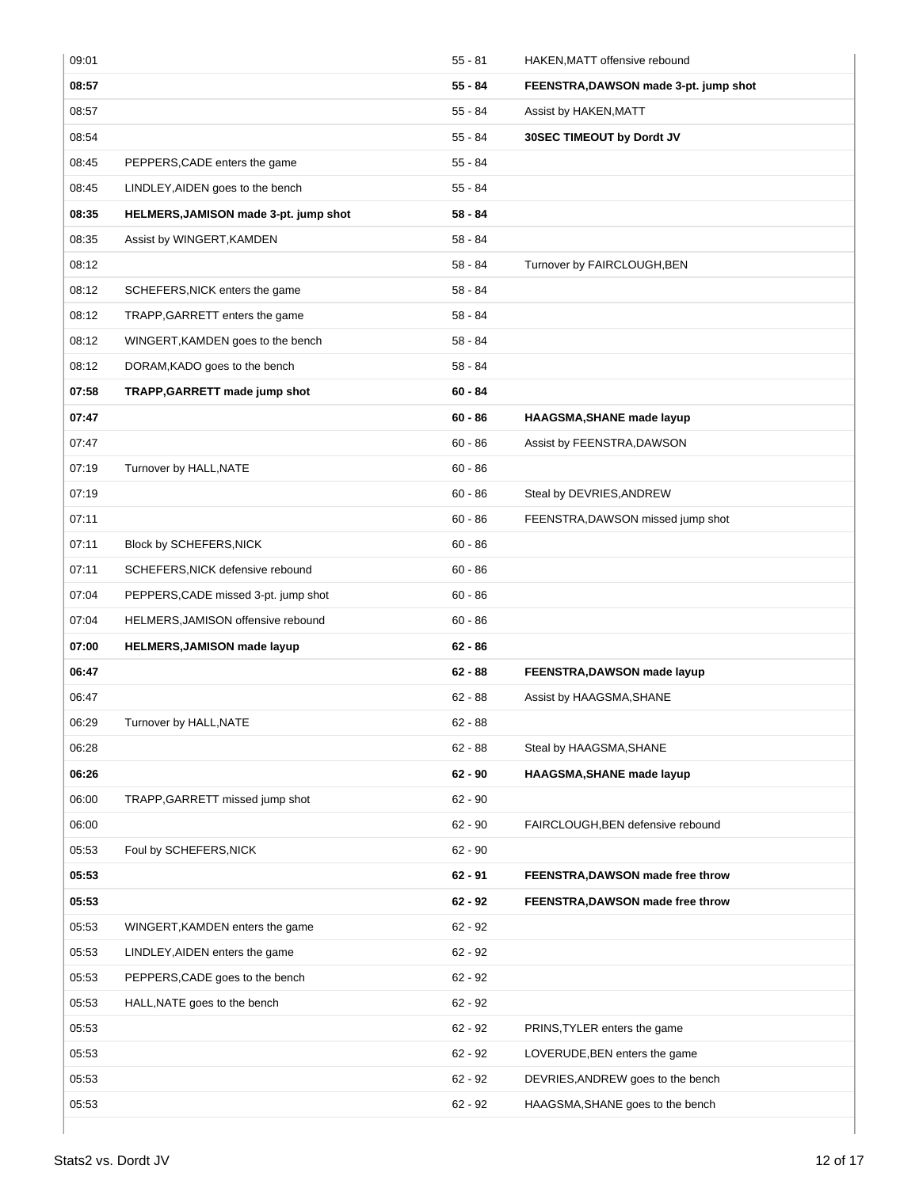| | | | |
|---|---|---|---|
| 09:01 | | 55 - 81 | HAKEN,MATT offensive rebound |
| **08:57** | | **55 - 84** | **FEENSTRA,DAWSON made 3-pt. jump shot** |
| 08:57 | | 55 - 84 | Assist by HAKEN,MATT |
| 08:54 | | 55 - 84 | **30SEC TIMEOUT by Dordt JV** |
| 08:45 | PEPPERS,CADE enters the game | 55 - 84 | |
| 08:45 | LINDLEY,AIDEN goes to the bench | 55 - 84 | |
| **08:35** | **HELMERS,JAMISON made 3-pt. jump shot** | **58 - 84** | |
| 08:35 | Assist by WINGERT,KAMDEN | 58 - 84 | |
| 08:12 | | 58 - 84 | Turnover by FAIRCLOUGH,BEN |
| 08:12 | SCHEFERS,NICK enters the game | 58 - 84 | |
| 08:12 | TRAPP,GARRETT enters the game | 58 - 84 | |
| 08:12 | WINGERT,KAMDEN goes to the bench | 58 - 84 | |
| 08:12 | DORAM,KADO goes to the bench | 58 - 84 | |
| **07:58** | **TRAPP,GARRETT made jump shot** | **60 - 84** | |
| **07:47** | | **60 - 86** | **HAAGSMA,SHANE made layup** |
| 07:47 | | 60 - 86 | Assist by FEENSTRA,DAWSON |
| 07:19 | Turnover by HALL,NATE | 60 - 86 | |
| 07:19 | | 60 - 86 | Steal by DEVRIES,ANDREW |
| 07:11 | | 60 - 86 | FEENSTRA,DAWSON missed jump shot |
| 07:11 | Block by SCHEFERS,NICK | 60 - 86 | |
| 07:11 | SCHEFERS,NICK defensive rebound | 60 - 86 | |
| 07:04 | PEPPERS,CADE missed 3-pt. jump shot | 60 - 86 | |
| 07:04 | HELMERS,JAMISON offensive rebound | 60 - 86 | |
| **07:00** | **HELMERS,JAMISON made layup** | **62 - 86** | |
| **06:47** | | **62 - 88** | **FEENSTRA,DAWSON made layup** |
| 06:47 | | 62 - 88 | Assist by HAAGSMA,SHANE |
| 06:29 | Turnover by HALL,NATE | 62 - 88 | |
| 06:28 | | 62 - 88 | Steal by HAAGSMA,SHANE |
| **06:26** | | **62 - 90** | **HAAGSMA,SHANE made layup** |
| 06:00 | TRAPP,GARRETT missed jump shot | 62 - 90 | |
| 06:00 | | 62 - 90 | FAIRCLOUGH,BEN defensive rebound |
| 05:53 | Foul by SCHEFERS,NICK | 62 - 90 | |
| **05:53** | | **62 - 91** | **FEENSTRA,DAWSON made free throw** |
| **05:53** | | **62 - 92** | **FEENSTRA,DAWSON made free throw** |
| 05:53 | WINGERT,KAMDEN enters the game | 62 - 92 | |
| 05:53 | LINDLEY,AIDEN enters the game | 62 - 92 | |
| 05:53 | PEPPERS,CADE goes to the bench | 62 - 92 | |
| 05:53 | HALL,NATE goes to the bench | 62 - 92 | |
| 05:53 | | 62 - 92 | PRINS,TYLER enters the game |
| 05:53 | | 62 - 92 | LOVERUDE,BEN enters the game |
| 05:53 | | 62 - 92 | DEVRIES,ANDREW goes to the bench |
| 05:53 | | 62 - 92 | HAAGSMA,SHANE goes to the bench |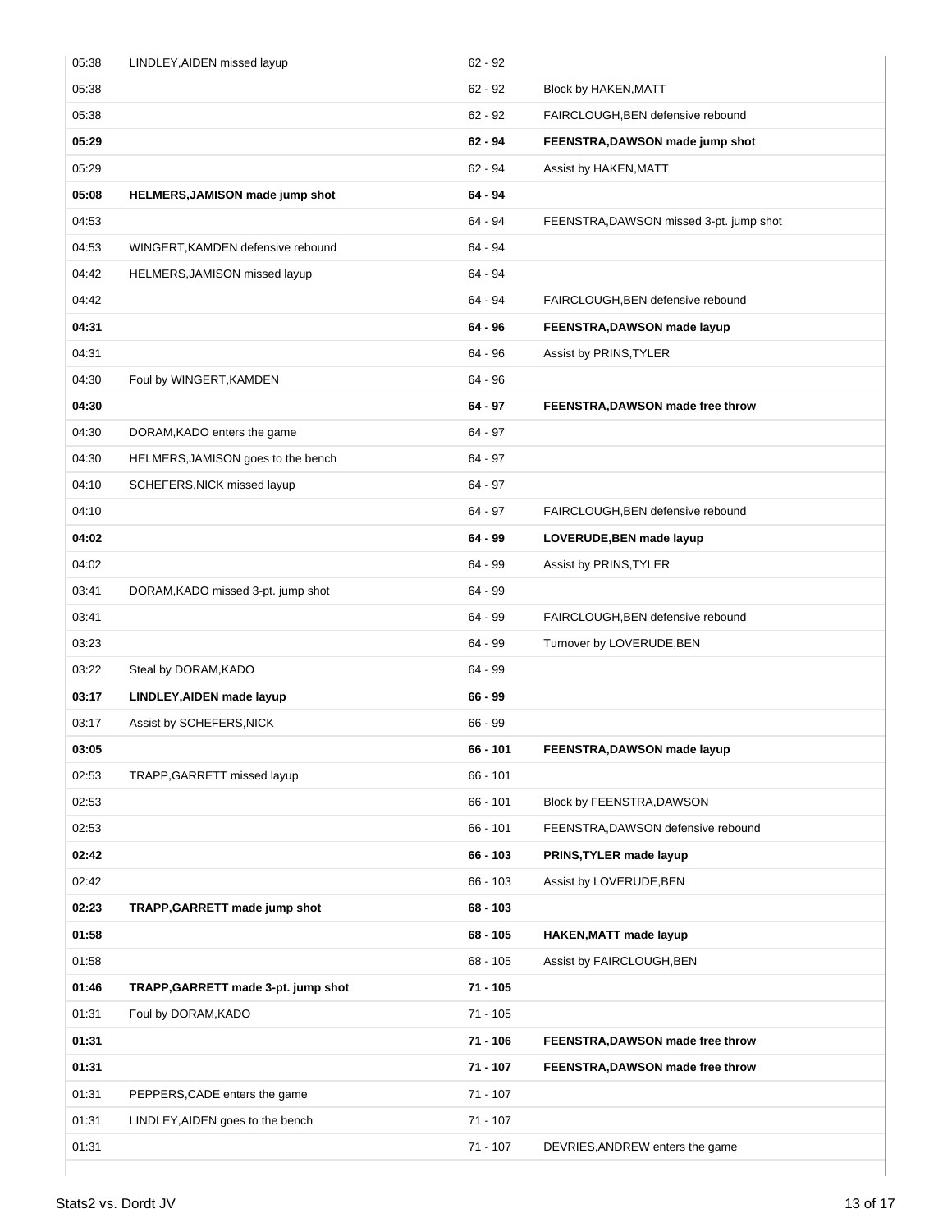| | | | |
|---|---|---|---|
| 05:38 | LINDLEY,AIDEN missed layup | 62 - 92 | |
| 05:38 | | 62 - 92 | Block by HAKEN,MATT |
| 05:38 | | 62 - 92 | FAIRCLOUGH,BEN defensive rebound |
| **05:29** | | **62 - 94** | **FEENSTRA,DAWSON made jump shot** |
| 05:29 | | 62 - 94 | Assist by HAKEN,MATT |
| **05:08** | **HELMERS,JAMISON made jump shot** | **64 - 94** | |
| 04:53 | | 64 - 94 | FEENSTRA,DAWSON missed 3-pt. jump shot |
| 04:53 | WINGERT,KAMDEN defensive rebound | 64 - 94 | |
| 04:42 | HELMERS,JAMISON missed layup | 64 - 94 | |
| 04:42 | | 64 - 94 | FAIRCLOUGH,BEN defensive rebound |
| **04:31** | | **64 - 96** | **FEENSTRA,DAWSON made layup** |
| 04:31 | | 64 - 96 | Assist by PRINS,TYLER |
| 04:30 | Foul by WINGERT,KAMDEN | 64 - 96 | |
| **04:30** | | **64 - 97** | **FEENSTRA,DAWSON made free throw** |
| 04:30 | DORAM,KADO enters the game | 64 - 97 | |
| 04:30 | HELMERS,JAMISON goes to the bench | 64 - 97 | |
| 04:10 | SCHEFERS,NICK missed layup | 64 - 97 | |
| 04:10 | | 64 - 97 | FAIRCLOUGH,BEN defensive rebound |
| **04:02** | | **64 - 99** | **LOVERUDE,BEN made layup** |
| 04:02 | | 64 - 99 | Assist by PRINS,TYLER |
| 03:41 | DORAM,KADO missed 3-pt. jump shot | 64 - 99 | |
| 03:41 | | 64 - 99 | FAIRCLOUGH,BEN defensive rebound |
| 03:23 | | 64 - 99 | Turnover by LOVERUDE,BEN |
| 03:22 | Steal by DORAM,KADO | 64 - 99 | |
| **03:17** | **LINDLEY,AIDEN made layup** | **66 - 99** | |
| 03:17 | Assist by SCHEFERS,NICK | 66 - 99 | |
| **03:05** | | **66 - 101** | **FEENSTRA,DAWSON made layup** |
| 02:53 | TRAPP,GARRETT missed layup | 66 - 101 | |
| 02:53 | | 66 - 101 | Block by FEENSTRA,DAWSON |
| 02:53 | | 66 - 101 | FEENSTRA,DAWSON defensive rebound |
| **02:42** | | **66 - 103** | **PRINS,TYLER made layup** |
| 02:42 | | 66 - 103 | Assist by LOVERUDE,BEN |
| **02:23** | **TRAPP,GARRETT made jump shot** | **68 - 103** | |
| **01:58** | | **68 - 105** | **HAKEN,MATT made layup** |
| 01:58 | | 68 - 105 | Assist by FAIRCLOUGH,BEN |
| **01:46** | **TRAPP,GARRETT made 3-pt. jump shot** | **71 - 105** | |
| 01:31 | Foul by DORAM,KADO | 71 - 105 | |
| **01:31** | | **71 - 106** | **FEENSTRA,DAWSON made free throw** |
| **01:31** | | **71 - 107** | **FEENSTRA,DAWSON made free throw** |
| 01:31 | PEPPERS,CADE enters the game | 71 - 107 | |
| 01:31 | LINDLEY,AIDEN goes to the bench | 71 - 107 | |
| 01:31 | | 71 - 107 | DEVRIES,ANDREW enters the game |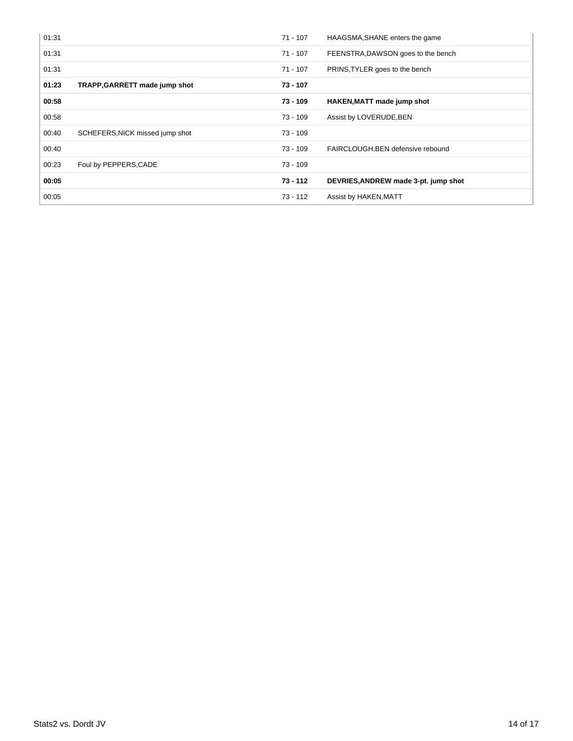| | | | |
|---|---|---|---|
| 01:31 | | 71 - 107 | HAAGSMA,SHANE enters the game |
| 01:31 | | 71 - 107 | FEENSTRA,DAWSON goes to the bench |
| 01:31 | | 71 - 107 | PRINS,TYLER goes to the bench |
| **01:23** | **TRAPP,GARRETT made jump shot** | **73 - 107** | |
| **00:58** | | **73 - 109** | **HAKEN,MATT made jump shot** |
| 00:58 | | 73 - 109 | Assist by LOVERUDE,BEN |
| 00:40 | SCHEFERS,NICK missed jump shot | 73 - 109 | |
| 00:40 | | 73 - 109 | FAIRCLOUGH,BEN defensive rebound |
| 00:23 | Foul by PEPPERS,CADE | 73 - 109 | |
| **00:05** | | **73 - 112** | **DEVRIES,ANDREW made 3-pt. jump shot** |
| 00:05 | | 73 - 112 | Assist by HAKEN,MATT |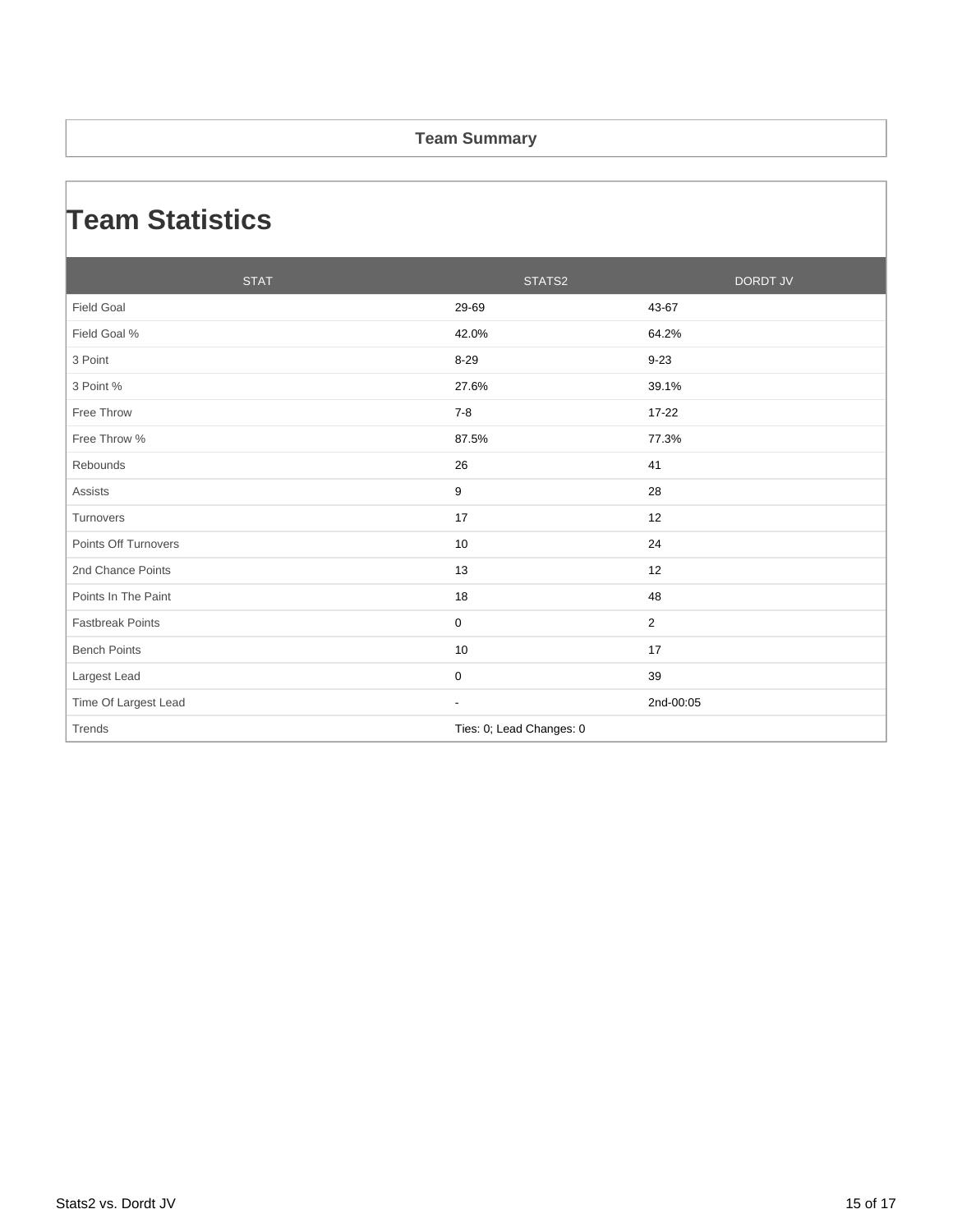**Team Summary**

# Team Statistics

| STAT | STATS2 | DORDT JV |
|---|---|---|
| Field Goal | 29-69 | 43-67 |
| Field Goal % | 42.0% | 64.2% |
| 3 Point | 8-29 | 9-23 |
| 3 Point % | 27.6% | 39.1% |
| Free Throw | 7-8 | 17-22 |
| Free Throw % | 87.5% | 77.3% |
| Rebounds | 26 | 41 |
| Assists | 9 | 28 |
| Turnovers | 17 | 12 |
| Points Off Turnovers | 10 | 24 |
| 2nd Chance Points | 13 | 12 |
| Points In The Paint | 18 | 48 |
| Fastbreak Points | 0 | 2 |
| Bench Points | 10 | 17 |
| Largest Lead | 0 | 39 |
| Time Of Largest Lead | - | 2nd-00:05 |
| Trends | Ties: 0; Lead Changes: 0 | |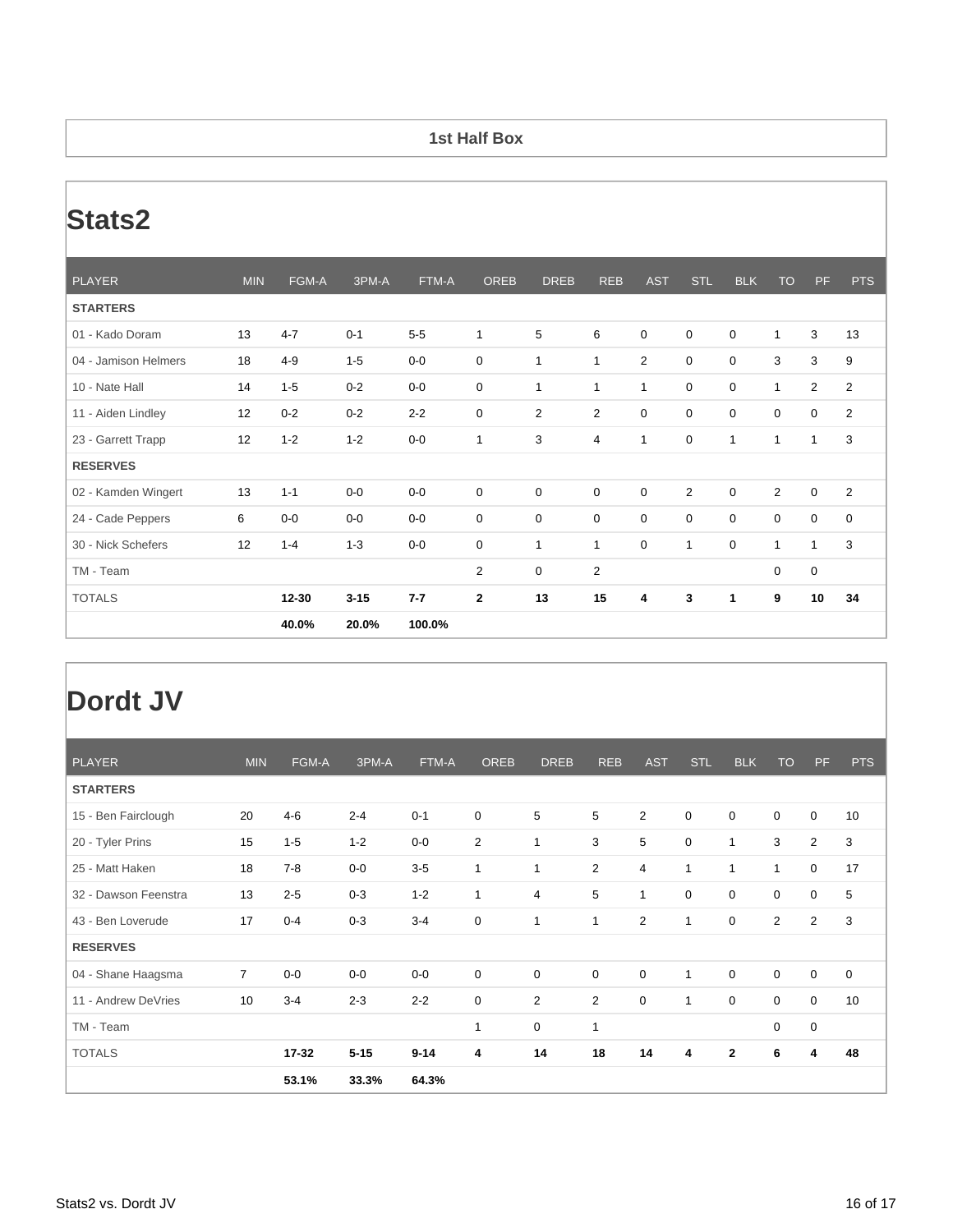**1st Half Box**

# Stats2

| PLAYER | MIN | FGM-A | 3PM-A | FTM-A | OREB | DREB | REB | AST | STL | BLK | TO | PF | PTS |
|---|---|---|---|---|---|---|---|---|---|---|---|---|---|
| **STARTERS** | | | | | | | | | | | | | |
| 01 - Kado Doram | 13 | 4-7 | 0-1 | 5-5 | 1 | 5 | 6 | 0 | 0 | 0 | 1 | 3 | 13 |
| 04 - Jamison Helmers | 18 | 4-9 | 1-5 | 0-0 | 0 | 1 | 1 | 2 | 0 | 0 | 3 | 3 | 9 |
| 10 - Nate Hall | 14 | 1-5 | 0-2 | 0-0 | 0 | 1 | 1 | 1 | 0 | 0 | 1 | 2 | 2 |
| 11 - Aiden Lindley | 12 | 0-2 | 0-2 | 2-2 | 0 | 2 | 2 | 0 | 0 | 0 | 0 | 0 | 2 |
| 23 - Garrett Trapp | 12 | 1-2 | 1-2 | 0-0 | 1 | 3 | 4 | 1 | 0 | 1 | 1 | 1 | 3 |
| **RESERVES** | | | | | | | | | | | | | |
| 02 - Kamden Wingert | 13 | 1-1 | 0-0 | 0-0 | 0 | 0 | 0 | 0 | 2 | 0 | 2 | 0 | 2 |
| 24 - Cade Peppers | 6 | 0-0 | 0-0 | 0-0 | 0 | 0 | 0 | 0 | 0 | 0 | 0 | 0 | 0 |
| 30 - Nick Schefers | 12 | 1-4 | 1-3 | 0-0 | 0 | 1 | 1 | 0 | 1 | 0 | 1 | 1 | 3 |
| TM - Team | | | | | 2 | 0 | 2 | | | | 0 | 0 | |
| TOTALS | | **12-30** | **3-15** | **7-7** | **2** | **13** | **15** | **4** | **3** | **1** | **9** | **10** | **34** |
| | | **40.0%** | **20.0%** | **100.0%** | | | | | | | | | |

# Dordt JV

| PLAYER | MIN | FGM-A | 3PM-A | FTM-A | OREB | DREB | REB | AST | STL | BLK | TO | PF | PTS |
|---|---|---|---|---|---|---|---|---|---|---|---|---|---|
| **STARTERS** | | | | | | | | | | | | | |
| 15 - Ben Fairclough | 20 | 4-6 | 2-4 | 0-1 | 0 | 5 | 5 | 2 | 0 | 0 | 0 | 0 | 10 |
| 20 - Tyler Prins | 15 | 1-5 | 1-2 | 0-0 | 2 | 1 | 3 | 5 | 0 | 1 | 3 | 2 | 3 |
| 25 - Matt Haken | 18 | 7-8 | 0-0 | 3-5 | 1 | 1 | 2 | 4 | 1 | 1 | 1 | 0 | 17 |
| 32 - Dawson Feenstra | 13 | 2-5 | 0-3 | 1-2 | 1 | 4 | 5 | 1 | 0 | 0 | 0 | 0 | 5 |
| 43 - Ben Loverude | 17 | 0-4 | 0-3 | 3-4 | 0 | 1 | 1 | 2 | 1 | 0 | 2 | 2 | 3 |
| **RESERVES** | | | | | | | | | | | | | |
| 04 - Shane Haagsma | 7 | 0-0 | 0-0 | 0-0 | 0 | 0 | 0 | 0 | 1 | 0 | 0 | 0 | 0 |
| 11 - Andrew DeVries | 10 | 3-4 | 2-3 | 2-2 | 0 | 2 | 2 | 0 | 1 | 0 | 0 | 0 | 10 |
| TM - Team | | | | | 1 | 0 | 1 | | | | 0 | 0 | |
| TOTALS | | **17-32** | **5-15** | **9-14** | **4** | **14** | **18** | **14** | **4** | **2** | **6** | **4** | **48** |
| | | **53.1%** | **33.3%** | **64.3%** | | | | | | | | | |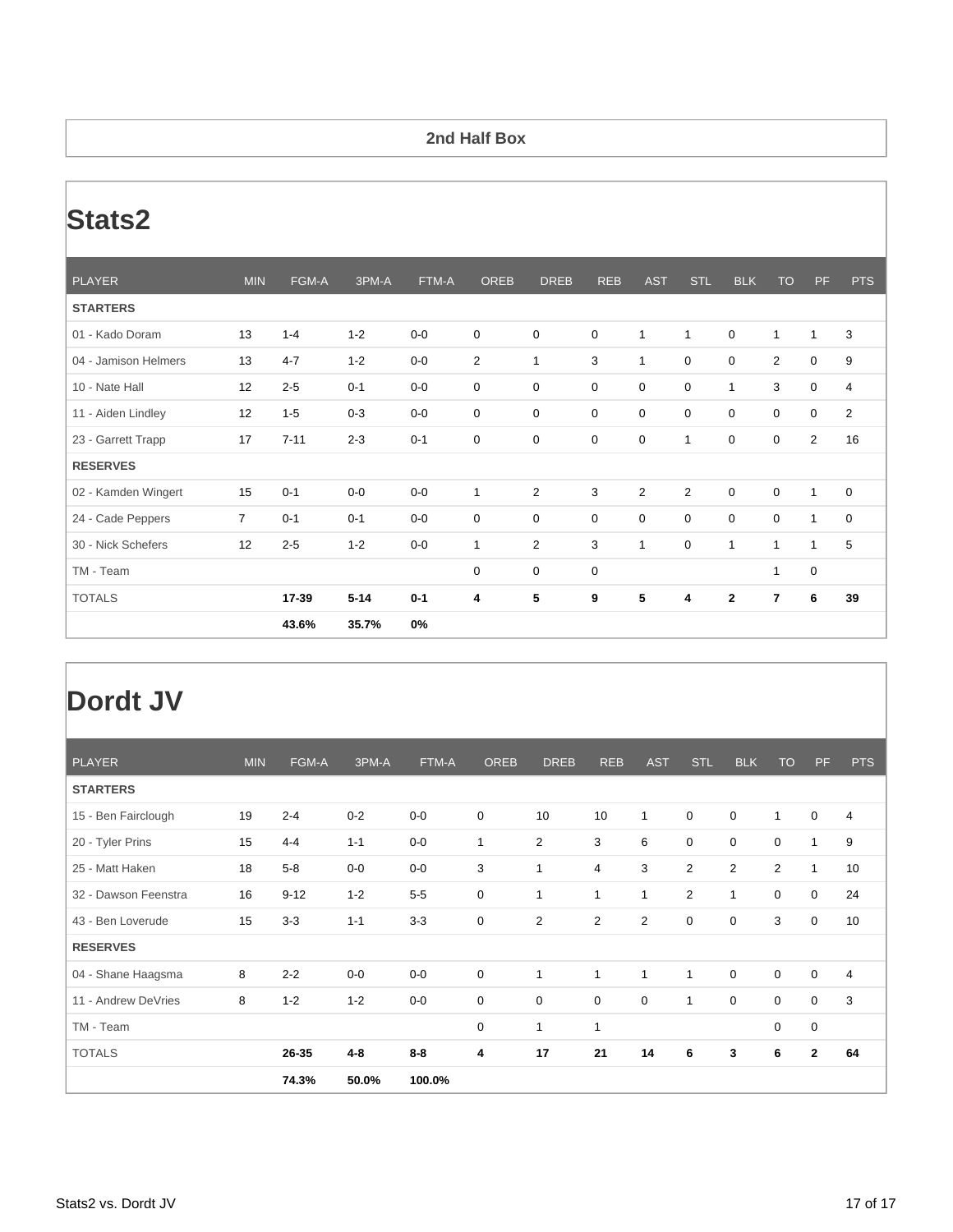**2nd Half Box**

# Stats2

| PLAYER | MIN | FGM-A | 3PM-A | FTM-A | OREB | DREB | REB | AST | STL | BLK | TO | PF | PTS |
|---|---|---|---|---|---|---|---|---|---|---|---|---|---|
| **STARTERS** | | | | | | | | | | | | | |
| 01 - Kado Doram | 13 | 1-4 | 1-2 | 0-0 | 0 | 0 | 0 | 1 | 1 | 0 | 1 | 1 | 3 |
| 04 - Jamison Helmers | 13 | 4-7 | 1-2 | 0-0 | 2 | 1 | 3 | 1 | 0 | 0 | 2 | 0 | 9 |
| 10 - Nate Hall | 12 | 2-5 | 0-1 | 0-0 | 0 | 0 | 0 | 0 | 0 | 1 | 3 | 0 | 4 |
| 11 - Aiden Lindley | 12 | 1-5 | 0-3 | 0-0 | 0 | 0 | 0 | 0 | 0 | 0 | 0 | 0 | 2 |
| 23 - Garrett Trapp | 17 | 7-11 | 2-3 | 0-1 | 0 | 0 | 0 | 0 | 1 | 0 | 0 | 2 | 16 |
| **RESERVES** | | | | | | | | | | | | | |
| 02 - Kamden Wingert | 15 | 0-1 | 0-0 | 0-0 | 1 | 2 | 3 | 2 | 2 | 0 | 0 | 1 | 0 |
| 24 - Cade Peppers | 7 | 0-1 | 0-1 | 0-0 | 0 | 0 | 0 | 0 | 0 | 0 | 0 | 1 | 0 |
| 30 - Nick Schefers | 12 | 2-5 | 1-2 | 0-0 | 1 | 2 | 3 | 1 | 0 | 1 | 1 | 1 | 5 |
| TM - Team | | | | | 0 | 0 | 0 | | | | 1 | 0 | |
| TOTALS | | **17-39** | **5-14** | **0-1** | **4** | **5** | **9** | **5** | **4** | **2** | **7** | **6** | **39** |
| | | **43.6%** | **35.7%** | **0%** | | | | | | | | | |

# Dordt JV

| PLAYER | MIN | FGM-A | 3PM-A | FTM-A | OREB | DREB | REB | AST | STL | BLK | TO | PF | PTS |
|---|---|---|---|---|---|---|---|---|---|---|---|---|---|
| **STARTERS** | | | | | | | | | | | | | |
| 15 - Ben Fairclough | 19 | 2-4 | 0-2 | 0-0 | 0 | 10 | 10 | 1 | 0 | 0 | 1 | 0 | 4 |
| 20 - Tyler Prins | 15 | 4-4 | 1-1 | 0-0 | 1 | 2 | 3 | 6 | 0 | 0 | 0 | 1 | 9 |
| 25 - Matt Haken | 18 | 5-8 | 0-0 | 0-0 | 3 | 1 | 4 | 3 | 2 | 2 | 2 | 1 | 10 |
| 32 - Dawson Feenstra | 16 | 9-12 | 1-2 | 5-5 | 0 | 1 | 1 | 1 | 2 | 1 | 0 | 0 | 24 |
| 43 - Ben Loverude | 15 | 3-3 | 1-1 | 3-3 | 0 | 2 | 2 | 2 | 0 | 0 | 3 | 0 | 10 |
| **RESERVES** | | | | | | | | | | | | | |
| 04 - Shane Haagsma | 8 | 2-2 | 0-0 | 0-0 | 0 | 1 | 1 | 1 | 1 | 0 | 0 | 0 | 4 |
| 11 - Andrew DeVries | 8 | 1-2 | 1-2 | 0-0 | 0 | 0 | 0 | 0 | 1 | 0 | 0 | 0 | 3 |
| TM - Team | | | | | 0 | 1 | 1 | | | | 0 | 0 | |
| TOTALS | | **26-35** | **4-8** | **8-8** | **4** | **17** | **21** | **14** | **6** | **3** | **6** | **2** | **64** |
| | | **74.3%** | **50.0%** | **100.0%** | | | | | | | | | |